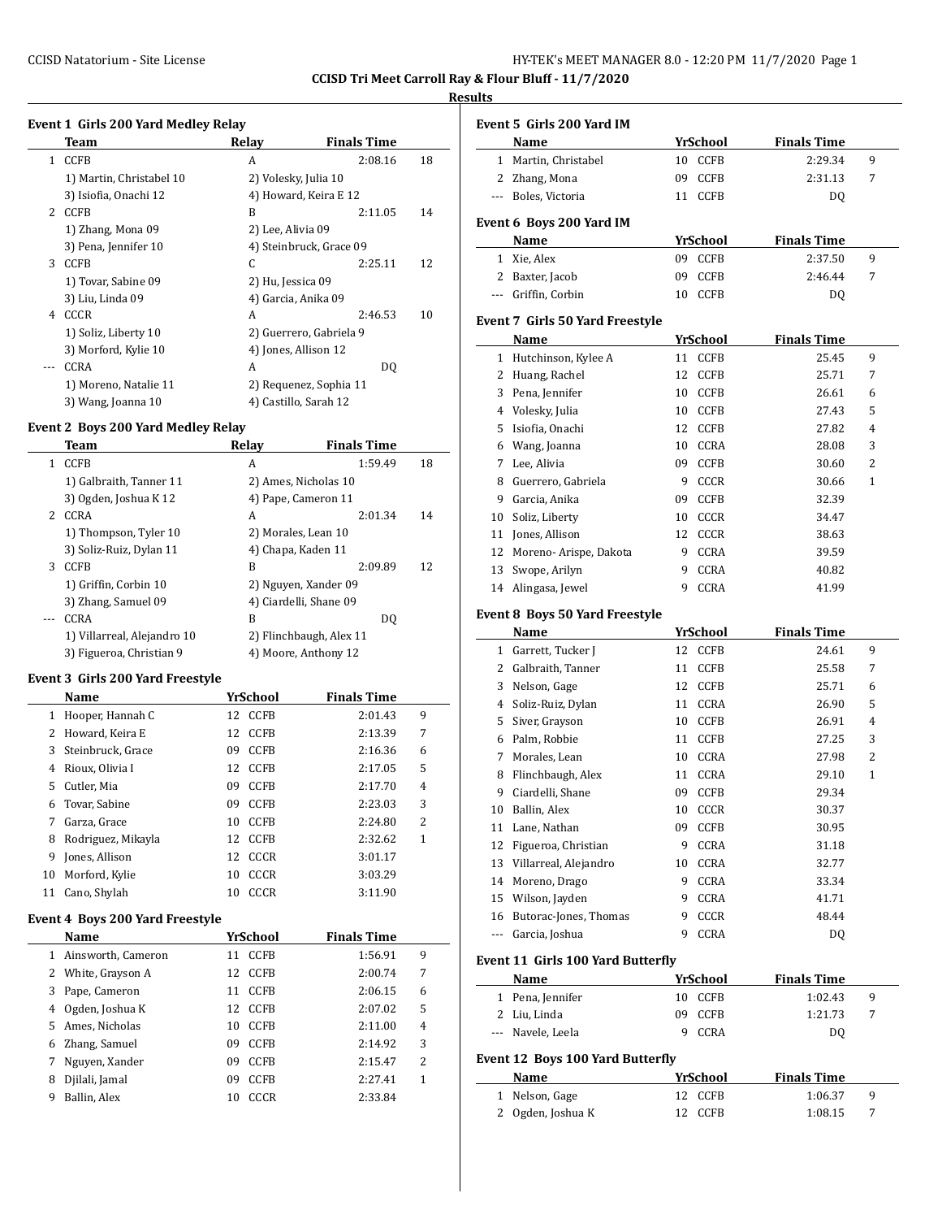## CCISD Tri Meet Carroll Ray & Flour Bluff - 11/7/2020

### Results

### Event 1 Girls 200 Yard Medley Relay

| | Team | Relay | Finals Time | |
|---|---|---|---|---|
| 1 | CCFB | A | 2:08.16 | 18 |
| | 1) Martin, Christabel 10 | 2) Volesky, Julia 10 | | |
| | 3) Isiofia, Onachi 12 | 4) Howard, Keira E 12 | | |
| 2 | CCFB | B | 2:11.05 | 14 |
| | 1) Zhang, Mona 09 | 2) Lee, Alivia 09 | | |
| | 3) Pena, Jennifer 10 | 4) Steinbruck, Grace 09 | | |
| 3 | CCFB | C | 2:25.11 | 12 |
| | 1) Tovar, Sabine 09 | 2) Hu, Jessica 09 | | |
| | 3) Liu, Linda 09 | 4) Garcia, Anika 09 | | |
| 4 | CCCR | A | 2:46.53 | 10 |
| | 1) Soliz, Liberty 10 | 2) Guerrero, Gabriela 9 | | |
| | 3) Morford, Kylie 10 | 4) Jones, Allison 12 | | |
| --- | CCRA | A | DQ | |
| | 1) Moreno, Natalie 11 | 2) Requenez, Sophia 11 | | |
| | 3) Wang, Joanna 10 | 4) Castillo, Sarah 12 | | |

### Event 2 Boys 200 Yard Medley Relay

| | Team | Relay | Finals Time | |
|---|---|---|---|---|
| 1 | CCFB | A | 1:59.49 | 18 |
| | 1) Galbraith, Tanner 11 | 2) Ames, Nicholas 10 | | |
| | 3) Ogden, Joshua K 12 | 4) Pape, Cameron 11 | | |
| 2 | CCRA | A | 2:01.34 | 14 |
| | 1) Thompson, Tyler 10 | 2) Morales, Lean 10 | | |
| | 3) Soliz-Ruiz, Dylan 11 | 4) Chapa, Kaden 11 | | |
| 3 | CCFB | B | 2:09.89 | 12 |
| | 1) Griffin, Corbin 10 | 2) Nguyen, Xander 09 | | |
| | 3) Zhang, Samuel 09 | 4) Ciardelli, Shane 09 | | |
| --- | CCRA | B | DQ | |
| | 1) Villarreal, Alejandro 10 | 2) Flinchbaugh, Alex 11 | | |
| | 3) Figueroa, Christian 9 | 4) Moore, Anthony 12 | | |

### Event 3 Girls 200 Yard Freestyle

| | Name | Yr | School | Finals Time | |
|---|---|---|---|---|---|
| 1 | Hooper, Hannah C | 12 | CCFB | 2:01.43 | 9 |
| 2 | Howard, Keira E | 12 | CCFB | 2:13.39 | 7 |
| 3 | Steinbruck, Grace | 09 | CCFB | 2:16.36 | 6 |
| 4 | Rioux, Olivia I | 12 | CCFB | 2:17.05 | 5 |
| 5 | Cutler, Mia | 09 | CCFB | 2:17.70 | 4 |
| 6 | Tovar, Sabine | 09 | CCFB | 2:23.03 | 3 |
| 7 | Garza, Grace | 10 | CCFB | 2:24.80 | 2 |
| 8 | Rodriguez, Mikayla | 12 | CCFB | 2:32.62 | 1 |
| 9 | Jones, Allison | 12 | CCCR | 3:01.17 | |
| 10 | Morford, Kylie | 10 | CCCR | 3:03.29 | |
| 11 | Cano, Shylah | 10 | CCCR | 3:11.90 | |

### Event 4 Boys 200 Yard Freestyle

| | Name | Yr | School | Finals Time | |
|---|---|---|---|---|---|
| 1 | Ainsworth, Cameron | 11 | CCFB | 1:56.91 | 9 |
| 2 | White, Grayson A | 12 | CCFB | 2:00.74 | 7 |
| 3 | Pape, Cameron | 11 | CCFB | 2:06.15 | 6 |
| 4 | Ogden, Joshua K | 12 | CCFB | 2:07.02 | 5 |
| 5 | Ames, Nicholas | 10 | CCFB | 2:11.00 | 4 |
| 6 | Zhang, Samuel | 09 | CCFB | 2:14.92 | 3 |
| 7 | Nguyen, Xander | 09 | CCFB | 2:15.47 | 2 |
| 8 | Djilali, Jamal | 09 | CCFB | 2:27.41 | 1 |
| 9 | Ballin, Alex | 10 | CCCR | 2:33.84 | |

### Event 5 Girls 200 Yard IM

| | Name | Yr | School | Finals Time | |
|---|---|---|---|---|---|
| 1 | Martin, Christabel | 10 | CCFB | 2:29.34 | 9 |
| 2 | Zhang, Mona | 09 | CCFB | 2:31.13 | 7 |
| --- | Boles, Victoria | 11 | CCFB | DQ | |

### Event 6 Boys 200 Yard IM

| | Name | Yr | School | Finals Time | |
|---|---|---|---|---|---|
| 1 | Xie, Alex | 09 | CCFB | 2:37.50 | 9 |
| 2 | Baxter, Jacob | 09 | CCFB | 2:46.44 | 7 |
| --- | Griffin, Corbin | 10 | CCFB | DQ | |

### Event 7 Girls 50 Yard Freestyle

| | Name | Yr | School | Finals Time | |
|---|---|---|---|---|---|
| 1 | Hutchinson, Kylee A | 11 | CCFB | 25.45 | 9 |
| 2 | Huang, Rachel | 12 | CCFB | 25.71 | 7 |
| 3 | Pena, Jennifer | 10 | CCFB | 26.61 | 6 |
| 4 | Volesky, Julia | 10 | CCFB | 27.43 | 5 |
| 5 | Isiofia, Onachi | 12 | CCFB | 27.82 | 4 |
| 6 | Wang, Joanna | 10 | CCRA | 28.08 | 3 |
| 7 | Lee, Alivia | 09 | CCFB | 30.60 | 2 |
| 8 | Guerrero, Gabriela | 9 | CCCR | 30.66 | 1 |
| 9 | Garcia, Anika | 09 | CCFB | 32.39 | |
| 10 | Soliz, Liberty | 10 | CCCR | 34.47 | |
| 11 | Jones, Allison | 12 | CCCR | 38.63 | |
| 12 | Moreno- Arispe, Dakota | 9 | CCRA | 39.59 | |
| 13 | Swope, Arilyn | 9 | CCRA | 40.82 | |
| 14 | Alingasa, Jewel | 9 | CCRA | 41.99 | |

### Event 8 Boys 50 Yard Freestyle

| | Name | Yr | School | Finals Time | |
|---|---|---|---|---|---|
| 1 | Garrett, Tucker J | 12 | CCFB | 24.61 | 9 |
| 2 | Galbraith, Tanner | 11 | CCFB | 25.58 | 7 |
| 3 | Nelson, Gage | 12 | CCFB | 25.71 | 6 |
| 4 | Soliz-Ruiz, Dylan | 11 | CCRA | 26.90 | 5 |
| 5 | Siver, Grayson | 10 | CCFB | 26.91 | 4 |
| 6 | Palm, Robbie | 11 | CCFB | 27.25 | 3 |
| 7 | Morales, Lean | 10 | CCRA | 27.98 | 2 |
| 8 | Flinchbaugh, Alex | 11 | CCRA | 29.10 | 1 |
| 9 | Ciardelli, Shane | 09 | CCFB | 29.34 | |
| 10 | Ballin, Alex | 10 | CCCR | 30.37 | |
| 11 | Lane, Nathan | 09 | CCFB | 30.95 | |
| 12 | Figueroa, Christian | 9 | CCRA | 31.18 | |
| 13 | Villarreal, Alejandro | 10 | CCRA | 32.77 | |
| 14 | Moreno, Drago | 9 | CCRA | 33.34 | |
| 15 | Wilson, Jayden | 9 | CCRA | 41.71 | |
| 16 | Butorac-Jones, Thomas | 9 | CCCR | 48.44 | |
| --- | Garcia, Joshua | 9 | CCRA | DQ | |

### Event 11 Girls 100 Yard Butterfly

| | Name | Yr | School | Finals Time | |
|---|---|---|---|---|---|
| 1 | Pena, Jennifer | 10 | CCFB | 1:02.43 | 9 |
| 2 | Liu, Linda | 09 | CCFB | 1:21.73 | 7 |
| --- | Navele, Leela | 9 | CCRA | DQ | |

### Event 12 Boys 100 Yard Butterfly

| | Name | Yr | School | Finals Time | |
|---|---|---|---|---|---|
| 1 | Nelson, Gage | 12 | CCFB | 1:06.37 | 9 |
| 2 | Ogden, Joshua K | 12 | CCFB | 1:08.15 | 7 |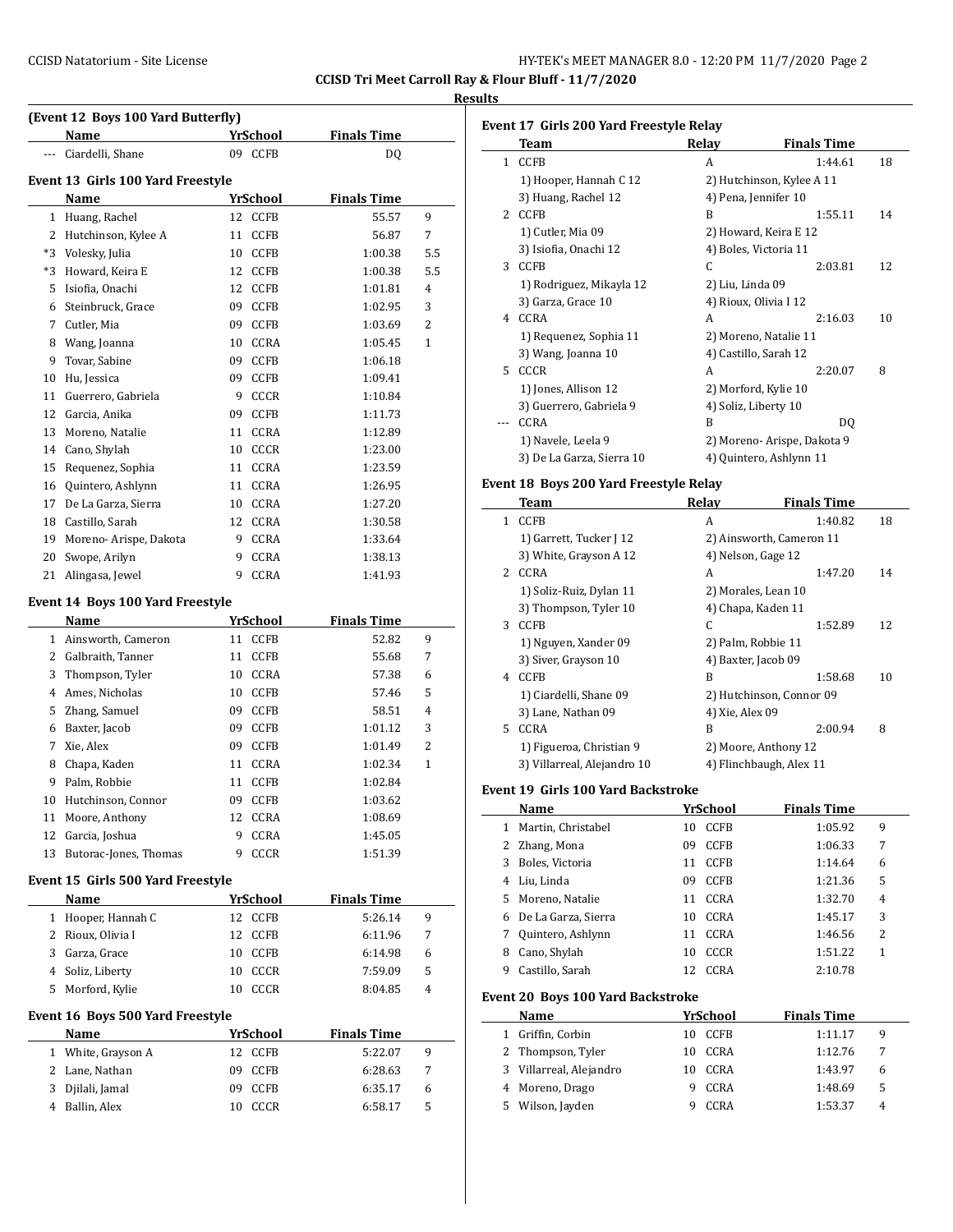**CCISD Tri Meet Carroll Ray & Flour Bluff - 11/7/2020**

**Results**

**(Event 12 Boys 100 Yard Butterfly)**

| | Name | Yr | School | Finals Time | |
|---|---|---|---|---|---|
| --- | Ciardelli, Shane | 09 | CCFB | DQ | |

**Event 13 Girls 100 Yard Freestyle**

| | Name | Yr | School | Finals Time | |
|---|---|---|---|---|---|
| 1 | Huang, Rachel | 12 | CCFB | 55.57 | 9 |
| 2 | Hutchinson, Kylee A | 11 | CCFB | 56.87 | 7 |
| *3 | Volesky, Julia | 10 | CCFB | 1:00.38 | 5.5 |
| *3 | Howard, Keira E | 12 | CCFB | 1:00.38 | 5.5 |
| 5 | Isiofia, Onachi | 12 | CCFB | 1:01.81 | 4 |
| 6 | Steinbruck, Grace | 09 | CCFB | 1:02.95 | 3 |
| 7 | Cutler, Mia | 09 | CCFB | 1:03.69 | 2 |
| 8 | Wang, Joanna | 10 | CCRA | 1:05.45 | 1 |
| 9 | Tovar, Sabine | 09 | CCFB | 1:06.18 | |
| 10 | Hu, Jessica | 09 | CCFB | 1:09.41 | |
| 11 | Guerrero, Gabriela | 9 | CCCR | 1:10.84 | |
| 12 | Garcia, Anika | 09 | CCFB | 1:11.73 | |
| 13 | Moreno, Natalie | 11 | CCRA | 1:12.89 | |
| 14 | Cano, Shylah | 10 | CCCR | 1:23.00 | |
| 15 | Requenez, Sophia | 11 | CCRA | 1:23.59 | |
| 16 | Quintero, Ashlynn | 11 | CCRA | 1:26.95 | |
| 17 | De La Garza, Sierra | 10 | CCRA | 1:27.20 | |
| 18 | Castillo, Sarah | 12 | CCRA | 1:30.58 | |
| 19 | Moreno- Arispe, Dakota | 9 | CCRA | 1:33.64 | |
| 20 | Swope, Arilyn | 9 | CCRA | 1:38.13 | |
| 21 | Alingasa, Jewel | 9 | CCRA | 1:41.93 | |

**Event 14 Boys 100 Yard Freestyle**

| | Name | Yr | School | Finals Time | |
|---|---|---|---|---|---|
| 1 | Ainsworth, Cameron | 11 | CCFB | 52.82 | 9 |
| 2 | Galbraith, Tanner | 11 | CCFB | 55.68 | 7 |
| 3 | Thompson, Tyler | 10 | CCRA | 57.38 | 6 |
| 4 | Ames, Nicholas | 10 | CCFB | 57.46 | 5 |
| 5 | Zhang, Samuel | 09 | CCFB | 58.51 | 4 |
| 6 | Baxter, Jacob | 09 | CCFB | 1:01.12 | 3 |
| 7 | Xie, Alex | 09 | CCFB | 1:01.49 | 2 |
| 8 | Chapa, Kaden | 11 | CCRA | 1:02.34 | 1 |
| 9 | Palm, Robbie | 11 | CCFB | 1:02.84 | |
| 10 | Hutchinson, Connor | 09 | CCFB | 1:03.62 | |
| 11 | Moore, Anthony | 12 | CCRA | 1:08.69 | |
| 12 | Garcia, Joshua | 9 | CCRA | 1:45.05 | |
| 13 | Butorac-Jones, Thomas | 9 | CCCR | 1:51.39 | |

**Event 15 Girls 500 Yard Freestyle**

| | Name | Yr | School | Finals Time | |
|---|---|---|---|---|---|
| 1 | Hooper, Hannah C | 12 | CCFB | 5:26.14 | 9 |
| 2 | Rioux, Olivia I | 12 | CCFB | 6:11.96 | 7 |
| 3 | Garza, Grace | 10 | CCFB | 6:14.98 | 6 |
| 4 | Soliz, Liberty | 10 | CCCR | 7:59.09 | 5 |
| 5 | Morford, Kylie | 10 | CCCR | 8:04.85 | 4 |

**Event 16 Boys 500 Yard Freestyle**

| | Name | Yr | School | Finals Time | |
|---|---|---|---|---|---|
| 1 | White, Grayson A | 12 | CCFB | 5:22.07 | 9 |
| 2 | Lane, Nathan | 09 | CCFB | 6:28.63 | 7 |
| 3 | Djilali, Jamal | 09 | CCFB | 6:35.17 | 6 |
| 4 | Ballin, Alex | 10 | CCCR | 6:58.17 | 5 |

**Event 17 Girls 200 Yard Freestyle Relay**

| | Team | Relay | Finals Time | |
|---|---|---|---|---|
| 1 | CCFB | A | 1:44.61 | 18 |
| | 1) Hooper, Hannah C 12 | 2) Hutchinson, Kylee A 11 | | |
| | 3) Huang, Rachel 12 | 4) Pena, Jennifer 10 | | |
| 2 | CCFB | B | 1:55.11 | 14 |
| | 1) Cutler, Mia 09 | 2) Howard, Keira E 12 | | |
| | 3) Isiofia, Onachi 12 | 4) Boles, Victoria 11 | | |
| 3 | CCFB | C | 2:03.81 | 12 |
| | 1) Rodriguez, Mikayla 12 | 2) Liu, Linda 09 | | |
| | 3) Garza, Grace 10 | 4) Rioux, Olivia I 12 | | |
| 4 | CCRA | A | 2:16.03 | 10 |
| | 1) Requenez, Sophia 11 | 2) Moreno, Natalie 11 | | |
| | 3) Wang, Joanna 10 | 4) Castillo, Sarah 12 | | |
| 5 | CCCR | A | 2:20.07 | 8 |
| | 1) Jones, Allison 12 | 2) Morford, Kylie 10 | | |
| | 3) Guerrero, Gabriela 9 | 4) Soliz, Liberty 10 | | |
| --- | CCRA | B | DQ | |
| | 1) Navele, Leela 9 | 2) Moreno- Arispe, Dakota 9 | | |
| | 3) De La Garza, Sierra 10 | 4) Quintero, Ashlynn 11 | | |

**Event 18 Boys 200 Yard Freestyle Relay**

| | Team | Relay | Finals Time | |
|---|---|---|---|---|
| 1 | CCFB | A | 1:40.82 | 18 |
| | 1) Garrett, Tucker J 12 | 2) Ainsworth, Cameron 11 | | |
| | 3) White, Grayson A 12 | 4) Nelson, Gage 12 | | |
| 2 | CCRA | A | 1:47.20 | 14 |
| | 1) Soliz-Ruiz, Dylan 11 | 2) Morales, Lean 10 | | |
| | 3) Thompson, Tyler 10 | 4) Chapa, Kaden 11 | | |
| 3 | CCFB | C | 1:52.89 | 12 |
| | 1) Nguyen, Xander 09 | 2) Palm, Robbie 11 | | |
| | 3) Siver, Grayson 10 | 4) Baxter, Jacob 09 | | |
| 4 | CCFB | B | 1:58.68 | 10 |
| | 1) Ciardelli, Shane 09 | 2) Hutchinson, Connor 09 | | |
| | 3) Lane, Nathan 09 | 4) Xie, Alex 09 | | |
| 5 | CCRA | B | 2:00.94 | 8 |
| | 1) Figueroa, Christian 9 | 2) Moore, Anthony 12 | | |
| | 3) Villarreal, Alejandro 10 | 4) Flinchbaugh, Alex 11 | | |

**Event 19 Girls 100 Yard Backstroke**

| | Name | Yr | School | Finals Time | |
|---|---|---|---|---|---|
| 1 | Martin, Christabel | 10 | CCFB | 1:05.92 | 9 |
| 2 | Zhang, Mona | 09 | CCFB | 1:06.33 | 7 |
| 3 | Boles, Victoria | 11 | CCFB | 1:14.64 | 6 |
| 4 | Liu, Linda | 09 | CCFB | 1:21.36 | 5 |
| 5 | Moreno, Natalie | 11 | CCRA | 1:32.70 | 4 |
| 6 | De La Garza, Sierra | 10 | CCRA | 1:45.17 | 3 |
| 7 | Quintero, Ashlynn | 11 | CCRA | 1:46.56 | 2 |
| 8 | Cano, Shylah | 10 | CCCR | 1:51.22 | 1 |
| 9 | Castillo, Sarah | 12 | CCRA | 2:10.78 | |

**Event 20 Boys 100 Yard Backstroke**

| | Name | Yr | School | Finals Time | |
|---|---|---|---|---|---|
| 1 | Griffin, Corbin | 10 | CCFB | 1:11.17 | 9 |
| 2 | Thompson, Tyler | 10 | CCRA | 1:12.76 | 7 |
| 3 | Villarreal, Alejandro | 10 | CCRA | 1:43.97 | 6 |
| 4 | Moreno, Drago | 9 | CCRA | 1:48.69 | 5 |
| 5 | Wilson, Jayden | 9 | CCRA | 1:53.37 | 4 |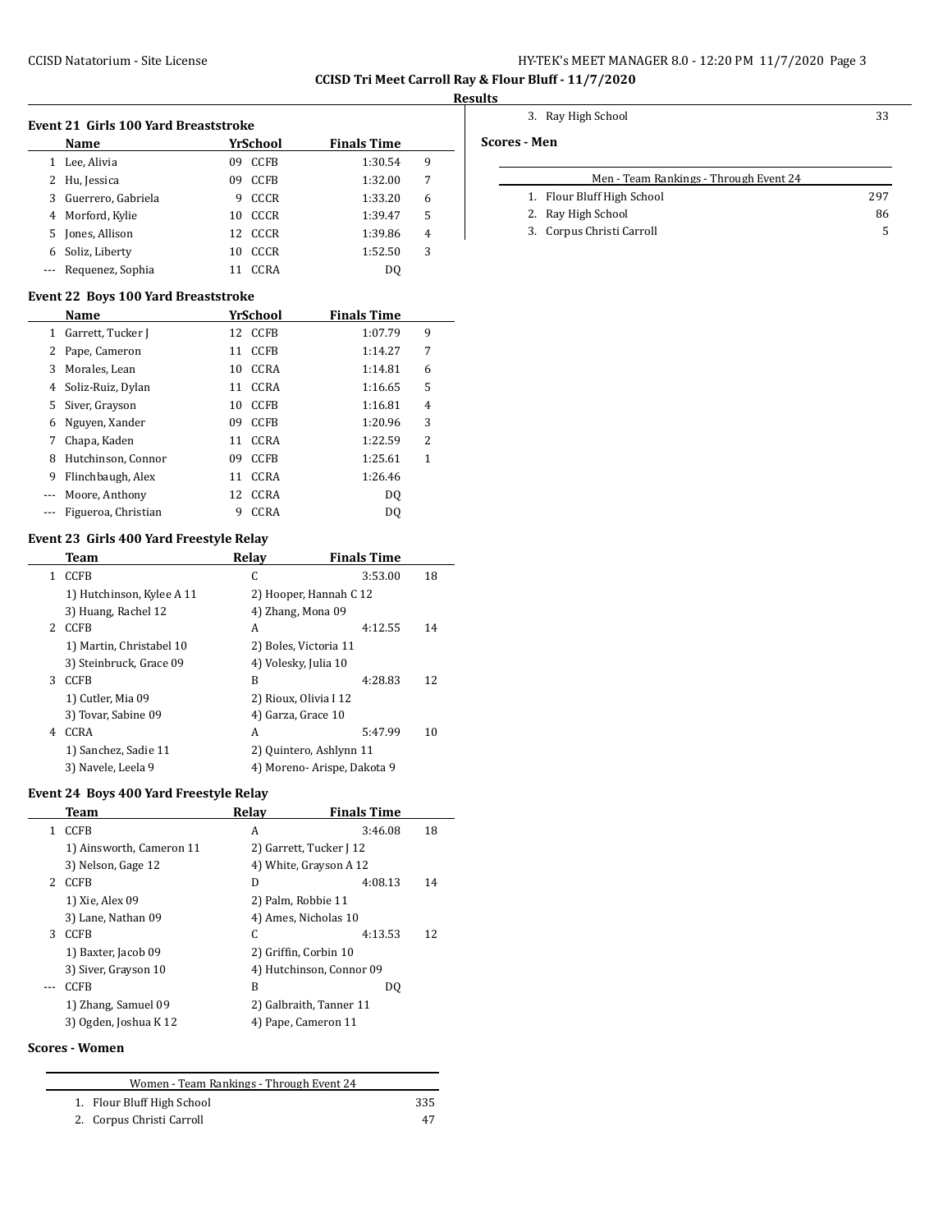**CCISD Tri Meet Carroll Ray & Flour Bluff - 11/7/2020**

**Results**

### Event 21 Girls 100 Yard Breaststroke

| | Name | Yr | School | Finals Time | |
|---|---|---|---|---|---|
| 1 | Lee, Alivia | 09 | CCFB | 1:30.54 | 9 |
| 2 | Hu, Jessica | 09 | CCFB | 1:32.00 | 7 |
| 3 | Guerrero, Gabriela | 9 | CCCR | 1:33.20 | 6 |
| 4 | Morford, Kylie | 10 | CCCR | 1:39.47 | 5 |
| 5 | Jones, Allison | 12 | CCCR | 1:39.86 | 4 |
| 6 | Soliz, Liberty | 10 | CCCR | 1:52.50 | 3 |
| --- | Requenez, Sophia | 11 | CCRA | DQ | |

### Event 22 Boys 100 Yard Breaststroke

| | Name | Yr | School | Finals Time | |
|---|---|---|---|---|---|
| 1 | Garrett, Tucker J | 12 | CCFB | 1:07.79 | 9 |
| 2 | Pape, Cameron | 11 | CCFB | 1:14.27 | 7 |
| 3 | Morales, Lean | 10 | CCRA | 1:14.81 | 6 |
| 4 | Soliz-Ruiz, Dylan | 11 | CCRA | 1:16.65 | 5 |
| 5 | Siver, Grayson | 10 | CCFB | 1:16.81 | 4 |
| 6 | Nguyen, Xander | 09 | CCFB | 1:20.96 | 3 |
| 7 | Chapa, Kaden | 11 | CCRA | 1:22.59 | 2 |
| 8 | Hutchinson, Connor | 09 | CCFB | 1:25.61 | 1 |
| 9 | Flinchbaugh, Alex | 11 | CCRA | 1:26.46 | |
| --- | Moore, Anthony | 12 | CCRA | DQ | |
| --- | Figueroa, Christian | 9 | CCRA | DQ | |

### Event 23 Girls 400 Yard Freestyle Relay

| | Team | Relay | Finals Time | |
|---|---|---|---|---|
| 1 | CCFB | C | 3:53.00 | 18 |
| | 1) Hutchinson, Kylee A 11 | 2) Hooper, Hannah C 12 | | |
| | 3) Huang, Rachel 12 | 4) Zhang, Mona 09 | | |
| 2 | CCFB | A | 4:12.55 | 14 |
| | 1) Martin, Christabel 10 | 2) Boles, Victoria 11 | | |
| | 3) Steinbruck, Grace 09 | 4) Volesky, Julia 10 | | |
| 3 | CCFB | B | 4:28.83 | 12 |
| | 1) Cutler, Mia 09 | 2) Rioux, Olivia I 12 | | |
| | 3) Tovar, Sabine 09 | 4) Garza, Grace 10 | | |
| 4 | CCRA | A | 5:47.99 | 10 |
| | 1) Sanchez, Sadie 11 | 2) Quintero, Ashlynn 11 | | |
| | 3) Navele, Leela 9 | 4) Moreno- Arispe, Dakota 9 | | |

### Event 24 Boys 400 Yard Freestyle Relay

| | Team | Relay | Finals Time | |
|---|---|---|---|---|
| 1 | CCFB | A | 3:46.08 | 18 |
| | 1) Ainsworth, Cameron 11 | 2) Garrett, Tucker J 12 | | |
| | 3) Nelson, Gage 12 | 4) White, Grayson A 12 | | |
| 2 | CCFB | D | 4:08.13 | 14 |
| | 1) Xie, Alex 09 | 2) Palm, Robbie 11 | | |
| | 3) Lane, Nathan 09 | 4) Ames, Nicholas 10 | | |
| 3 | CCFB | C | 4:13.53 | 12 |
| | 1) Baxter, Jacob 09 | 2) Griffin, Corbin 10 | | |
| | 3) Siver, Grayson 10 | 4) Hutchinson, Connor 09 | | |
| --- | CCFB | B | DQ | |
| | 1) Zhang, Samuel 09 | 2) Galbraith, Tanner 11 | | |
| | 3) Ogden, Joshua K 12 | 4) Pape, Cameron 11 | | |

### Scores - Women

| Women - Team Rankings - Through Event 24 | |
|---|---|
| 1. Flour Bluff High School | 335 |
| 2. Corpus Christi Carroll | 47 |
| 3. Ray High School | 33 |

### Scores - Men

| Men - Team Rankings - Through Event 24 | |
|---|---|
| 1. Flour Bluff High School | 297 |
| 2. Ray High School | 86 |
| 3. Corpus Christi Carroll | 5 |